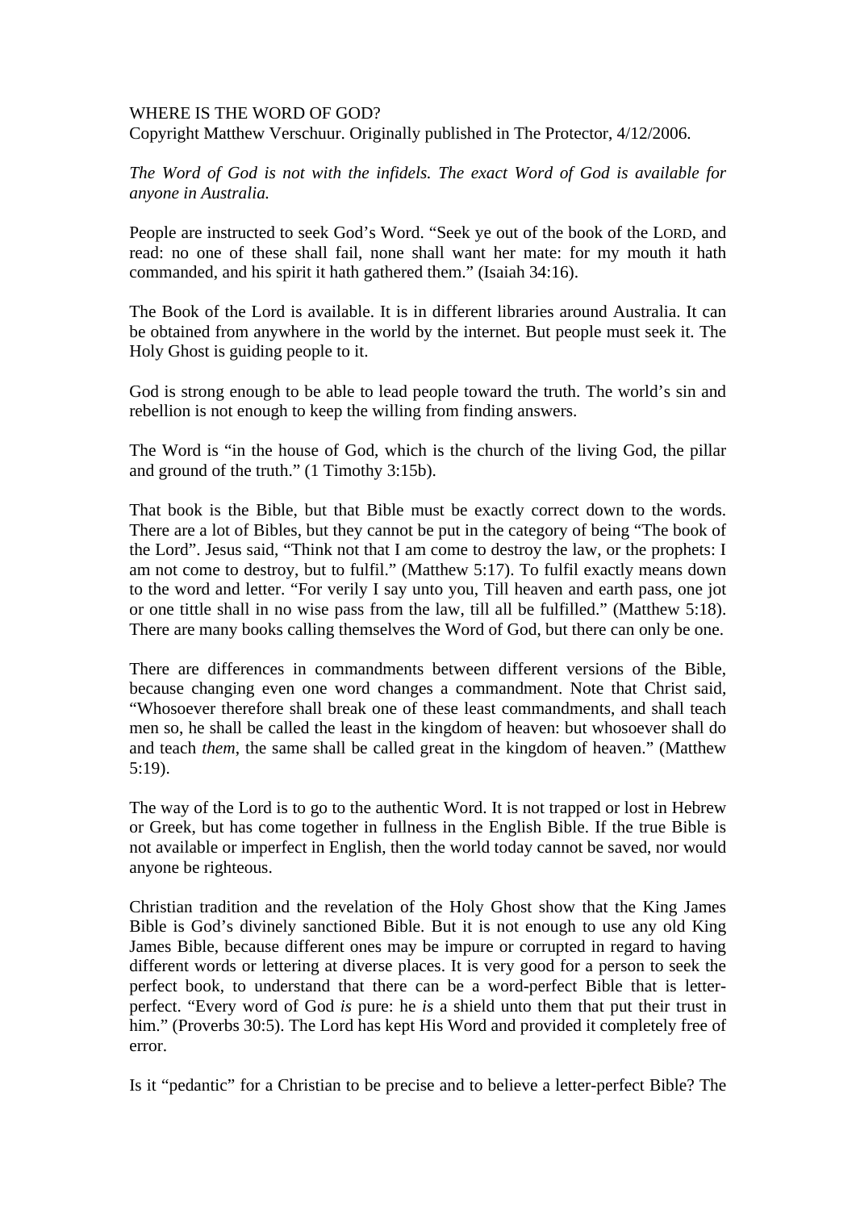# WHERE IS THE WORD OF GOD?

Copyright Matthew Verschuur. Originally published in The Protector, 4/12/2006.

*The Word of God is not with the infidels. The exact Word of God is available for anyone in Australia.*

People are instructed to seek God's Word. "Seek ye out of the book of the LORD, and read: no one of these shall fail, none shall want her mate: for my mouth it hath commanded, and his spirit it hath gathered them." (Isaiah 34:16).

The Book of the Lord is available. It is in different libraries around Australia. It can be obtained from anywhere in the world by the internet. But people must seek it. The Holy Ghost is guiding people to it.

God is strong enough to be able to lead people toward the truth. The world's sin and rebellion is not enough to keep the willing from finding answers.

The Word is "in the house of God, which is the church of the living God, the pillar and ground of the truth." (1 Timothy 3:15b).

That book is the Bible, but that Bible must be exactly correct down to the words. There are a lot of Bibles, but they cannot be put in the category of being "The book of the Lord". Jesus said, "Think not that I am come to destroy the law, or the prophets: I am not come to destroy, but to fulfil." (Matthew 5:17). To fulfil exactly means down to the word and letter. "For verily I say unto you, Till heaven and earth pass, one jot or one tittle shall in no wise pass from the law, till all be fulfilled." (Matthew 5:18). There are many books calling themselves the Word of God, but there can only be one.

There are differences in commandments between different versions of the Bible, because changing even one word changes a commandment. Note that Christ said, "Whosoever therefore shall break one of these least commandments, and shall teach men so, he shall be called the least in the kingdom of heaven: but whosoever shall do and teach *them*, the same shall be called great in the kingdom of heaven." (Matthew 5:19).

The way of the Lord is to go to the authentic Word. It is not trapped or lost in Hebrew or Greek, but has come together in fullness in the English Bible. If the true Bible is not available or imperfect in English, then the world today cannot be saved, nor would anyone be righteous.

Christian tradition and the revelation of the Holy Ghost show that the King James Bible is God's divinely sanctioned Bible. But it is not enough to use any old King James Bible, because different ones may be impure or corrupted in regard to having different words or lettering at diverse places. It is very good for a person to seek the perfect book, to understand that there can be a word-perfect Bible that is letter-perfect. "Every word of God *is* pure: he *is* a shield unto them that put their trust in him." (Proverbs 30:5). The Lord has kept His Word and provided it completely free of error.

Is it "pedantic" for a Christian to be precise and to believe a letter-perfect Bible? The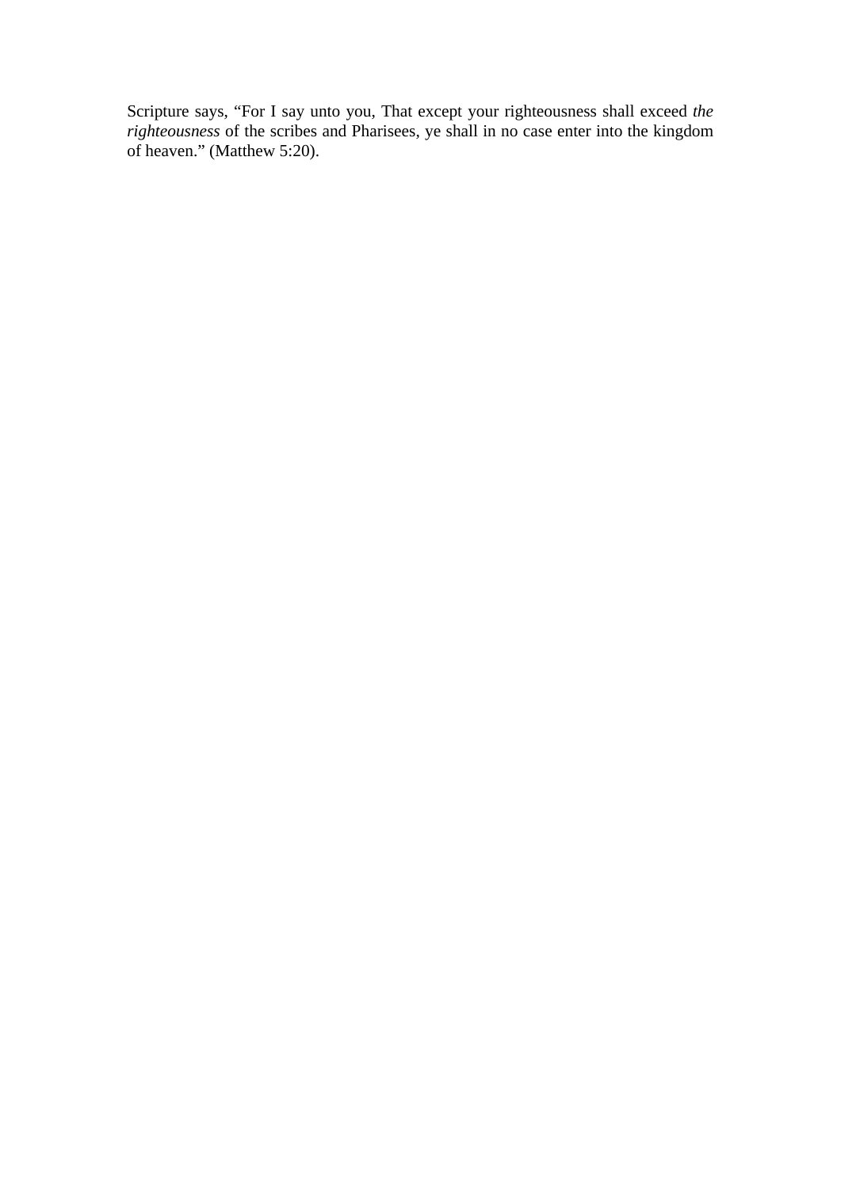Scripture says, “For I say unto you, That except your righteousness shall exceed *the righteousness* of the scribes and Pharisees, ye shall in no case enter into the kingdom of heaven.” (Matthew 5:20).